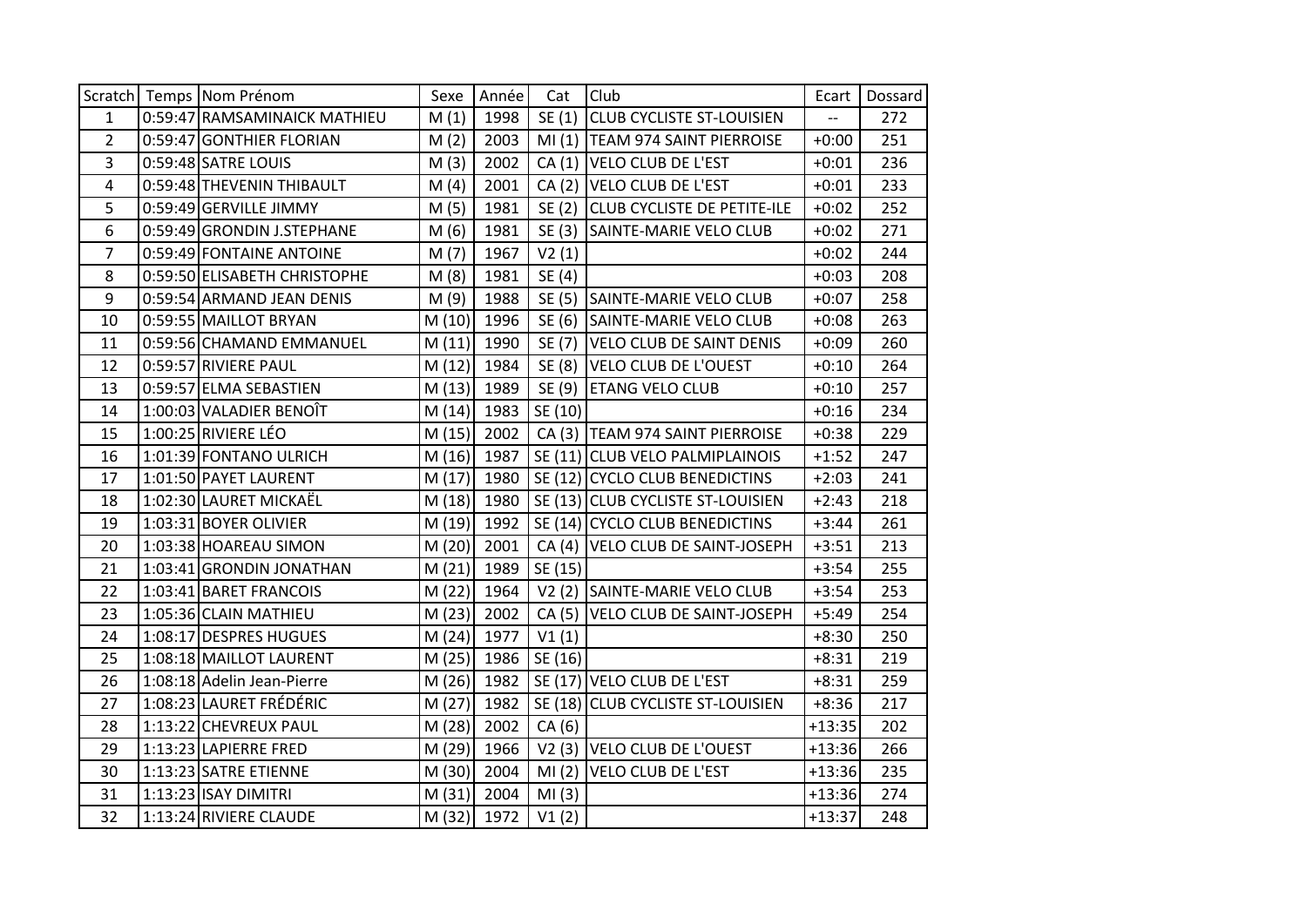| Scratch | Temps | Nom Prénom | Sexe | Année | Cat | Club | Ecart | Dossard |
|---|---|---|---|---|---|---|---|---|
| 1 | 0:59:47 | RAMSAMINAICK MATHIEU | M (1) | 1998 | SE (1) | CLUB CYCLISTE ST-LOUISIEN | -- | 272 |
| 2 | 0:59:47 | GONTHIER FLORIAN | M (2) | 2003 | MI (1) | TEAM 974 SAINT PIERROISE | +0:00 | 251 |
| 3 | 0:59:48 | SATRE LOUIS | M (3) | 2002 | CA (1) | VELO CLUB DE L'EST | +0:01 | 236 |
| 4 | 0:59:48 | THEVENIN THIBAULT | M (4) | 2001 | CA (2) | VELO CLUB DE L'EST | +0:01 | 233 |
| 5 | 0:59:49 | GERVILLE JIMMY | M (5) | 1981 | SE (2) | CLUB CYCLISTE DE PETITE-ILE | +0:02 | 252 |
| 6 | 0:59:49 | GRONDIN J.STEPHANE | M (6) | 1981 | SE (3) | SAINTE-MARIE VELO CLUB | +0:02 | 271 |
| 7 | 0:59:49 | FONTAINE ANTOINE | M (7) | 1967 | V2 (1) | | +0:02 | 244 |
| 8 | 0:59:50 | ELISABETH CHRISTOPHE | M (8) | 1981 | SE (4) | | +0:03 | 208 |
| 9 | 0:59:54 | ARMAND JEAN DENIS | M (9) | 1988 | SE (5) | SAINTE-MARIE VELO CLUB | +0:07 | 258 |
| 10 | 0:59:55 | MAILLOT BRYAN | M (10) | 1996 | SE (6) | SAINTE-MARIE VELO CLUB | +0:08 | 263 |
| 11 | 0:59:56 | CHAMAND EMMANUEL | M (11) | 1990 | SE (7) | VELO CLUB DE SAINT DENIS | +0:09 | 260 |
| 12 | 0:59:57 | RIVIERE PAUL | M (12) | 1984 | SE (8) | VELO CLUB DE L'OUEST | +0:10 | 264 |
| 13 | 0:59:57 | ELMA SEBASTIEN | M (13) | 1989 | SE (9) | ETANG VELO CLUB | +0:10 | 257 |
| 14 | 1:00:03 | VALADIER BENOÎT | M (14) | 1983 | SE (10) | | +0:16 | 234 |
| 15 | 1:00:25 | RIVIERE LÉO | M (15) | 2002 | CA (3) | TEAM 974 SAINT PIERROISE | +0:38 | 229 |
| 16 | 1:01:39 | FONTANO ULRICH | M (16) | 1987 | SE (11) | CLUB VELO PALMIPLAINOIS | +1:52 | 247 |
| 17 | 1:01:50 | PAYET LAURENT | M (17) | 1980 | SE (12) | CYCLO CLUB BENEDICTINS | +2:03 | 241 |
| 18 | 1:02:30 | LAURET MICKAËL | M (18) | 1980 | SE (13) | CLUB CYCLISTE ST-LOUISIEN | +2:43 | 218 |
| 19 | 1:03:31 | BOYER OLIVIER | M (19) | 1992 | SE (14) | CYCLO CLUB BENEDICTINS | +3:44 | 261 |
| 20 | 1:03:38 | HOAREAU SIMON | M (20) | 2001 | CA (4) | VELO CLUB DE SAINT-JOSEPH | +3:51 | 213 |
| 21 | 1:03:41 | GRONDIN JONATHAN | M (21) | 1989 | SE (15) | | +3:54 | 255 |
| 22 | 1:03:41 | BARET FRANCOIS | M (22) | 1964 | V2 (2) | SAINTE-MARIE VELO CLUB | +3:54 | 253 |
| 23 | 1:05:36 | CLAIN MATHIEU | M (23) | 2002 | CA (5) | VELO CLUB DE SAINT-JOSEPH | +5:49 | 254 |
| 24 | 1:08:17 | DESPRES HUGUES | M (24) | 1977 | V1 (1) | | +8:30 | 250 |
| 25 | 1:08:18 | MAILLOT LAURENT | M (25) | 1986 | SE (16) | | +8:31 | 219 |
| 26 | 1:08:18 | Adelin Jean-Pierre | M (26) | 1982 | SE (17) | VELO CLUB DE L'EST | +8:31 | 259 |
| 27 | 1:08:23 | LAURET FRÉDÉRIC | M (27) | 1982 | SE (18) | CLUB CYCLISTE ST-LOUISIEN | +8:36 | 217 |
| 28 | 1:13:22 | CHEVREUX PAUL | M (28) | 2002 | CA (6) | | +13:35 | 202 |
| 29 | 1:13:23 | LAPIERRE FRED | M (29) | 1966 | V2 (3) | VELO CLUB DE L'OUEST | +13:36 | 266 |
| 30 | 1:13:23 | SATRE ETIENNE | M (30) | 2004 | MI (2) | VELO CLUB DE L'EST | +13:36 | 235 |
| 31 | 1:13:23 | ISAY DIMITRI | M (31) | 2004 | MI (3) | | +13:36 | 274 |
| 32 | 1:13:24 | RIVIERE CLAUDE | M (32) | 1972 | V1 (2) | | +13:37 | 248 |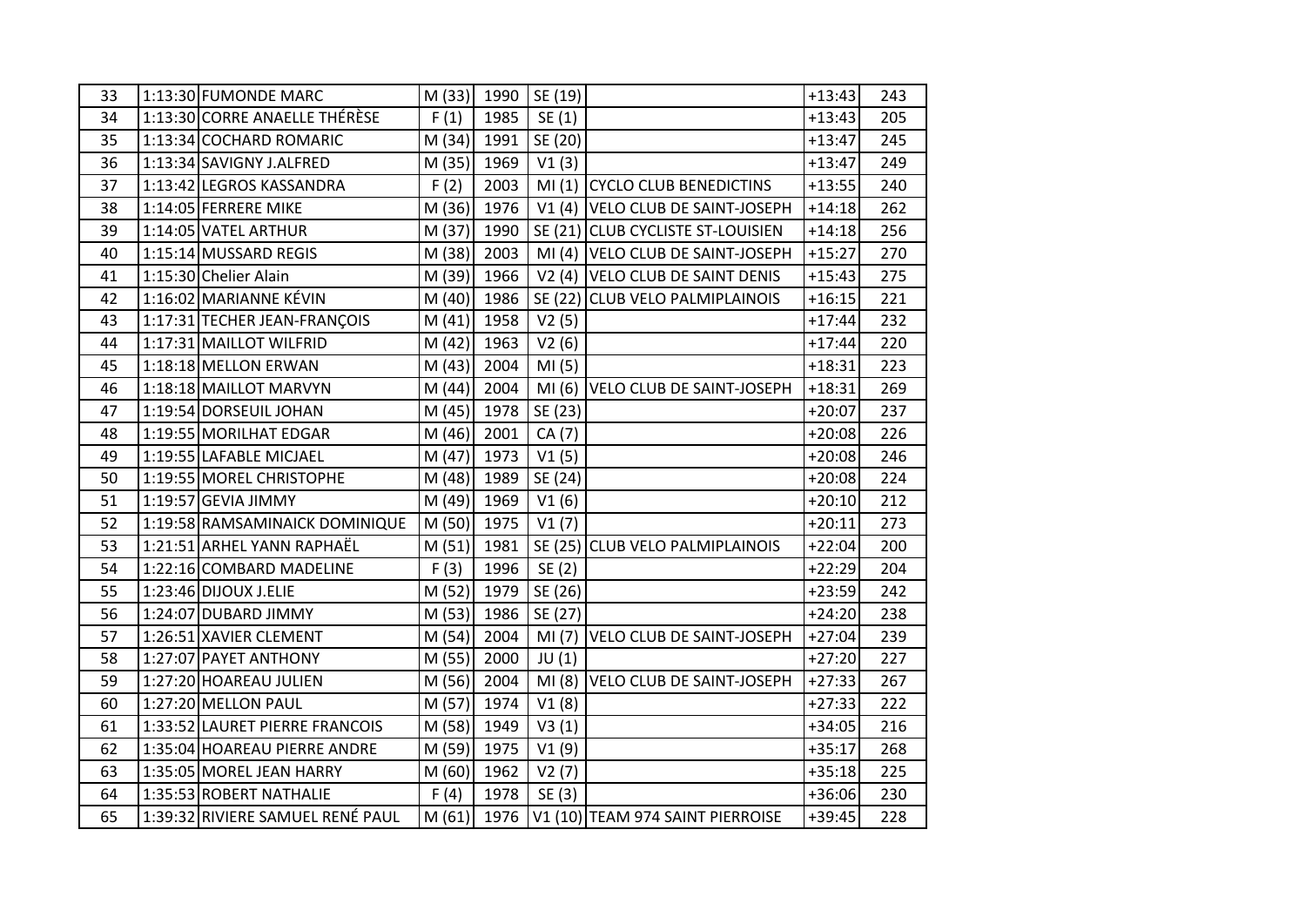| 33 | 1:13:30 | FUMONDE MARC | M (33) | 1990 | SE (19) | | +13:43 | 243 |
|---|---|---|---|---|---|---|---|---|
| 34 | 1:13:30 | CORRE ANAELLE THÉRÈSE | F (1) | 1985 | SE (1) | | +13:43 | 205 |
| 35 | 1:13:34 | COCHARD ROMARIC | M (34) | 1991 | SE (20) | | +13:47 | 245 |
| 36 | 1:13:34 | SAVIGNY J.ALFRED | M (35) | 1969 | V1 (3) | | +13:47 | 249 |
| 37 | 1:13:42 | LEGROS KASSANDRA | F (2) | 2003 | MI (1) | CYCLO CLUB BENEDICTINS | +13:55 | 240 |
| 38 | 1:14:05 | FERRERE MIKE | M (36) | 1976 | V1 (4) | VELO CLUB DE SAINT-JOSEPH | +14:18 | 262 |
| 39 | 1:14:05 | VATEL ARTHUR | M (37) | 1990 | SE (21) | CLUB CYCLISTE ST-LOUISIEN | +14:18 | 256 |
| 40 | 1:15:14 | MUSSARD REGIS | M (38) | 2003 | MI (4) | VELO CLUB DE SAINT-JOSEPH | +15:27 | 270 |
| 41 | 1:15:30 | Chelier Alain | M (39) | 1966 | V2 (4) | VELO CLUB DE SAINT DENIS | +15:43 | 275 |
| 42 | 1:16:02 | MARIANNE KÉVIN | M (40) | 1986 | SE (22) | CLUB VELO PALMIPLAINOIS | +16:15 | 221 |
| 43 | 1:17:31 | TECHER JEAN-FRANÇOIS | M (41) | 1958 | V2 (5) | | +17:44 | 232 |
| 44 | 1:17:31 | MAILLOT WILFRID | M (42) | 1963 | V2 (6) | | +17:44 | 220 |
| 45 | 1:18:18 | MELLON ERWAN | M (43) | 2004 | MI (5) | | +18:31 | 223 |
| 46 | 1:18:18 | MAILLOT MARVYN | M (44) | 2004 | MI (6) | VELO CLUB DE SAINT-JOSEPH | +18:31 | 269 |
| 47 | 1:19:54 | DORSEUIL JOHAN | M (45) | 1978 | SE (23) | | +20:07 | 237 |
| 48 | 1:19:55 | MORILHAT EDGAR | M (46) | 2001 | CA (7) | | +20:08 | 226 |
| 49 | 1:19:55 | LAFABLE MICJAEL | M (47) | 1973 | V1 (5) | | +20:08 | 246 |
| 50 | 1:19:55 | MOREL CHRISTOPHE | M (48) | 1989 | SE (24) | | +20:08 | 224 |
| 51 | 1:19:57 | GEVIA JIMMY | M (49) | 1969 | V1 (6) | | +20:10 | 212 |
| 52 | 1:19:58 | RAMSAMINAICK DOMINIQUE | M (50) | 1975 | V1 (7) | | +20:11 | 273 |
| 53 | 1:21:51 | ARHEL YANN RAPHAËL | M (51) | 1981 | SE (25) | CLUB VELO PALMIPLAINOIS | +22:04 | 200 |
| 54 | 1:22:16 | COMBARD MADELINE | F (3) | 1996 | SE (2) | | +22:29 | 204 |
| 55 | 1:23:46 | DIJOUX J.ELIE | M (52) | 1979 | SE (26) | | +23:59 | 242 |
| 56 | 1:24:07 | DUBARD JIMMY | M (53) | 1986 | SE (27) | | +24:20 | 238 |
| 57 | 1:26:51 | XAVIER CLEMENT | M (54) | 2004 | MI (7) | VELO CLUB DE SAINT-JOSEPH | +27:04 | 239 |
| 58 | 1:27:07 | PAYET ANTHONY | M (55) | 2000 | JU (1) | | +27:20 | 227 |
| 59 | 1:27:20 | HOAREAU JULIEN | M (56) | 2004 | MI (8) | VELO CLUB DE SAINT-JOSEPH | +27:33 | 267 |
| 60 | 1:27:20 | MELLON PAUL | M (57) | 1974 | V1 (8) | | +27:33 | 222 |
| 61 | 1:33:52 | LAURET PIERRE FRANCOIS | M (58) | 1949 | V3 (1) | | +34:05 | 216 |
| 62 | 1:35:04 | HOAREAU PIERRE ANDRE | M (59) | 1975 | V1 (9) | | +35:17 | 268 |
| 63 | 1:35:05 | MOREL JEAN HARRY | M (60) | 1962 | V2 (7) | | +35:18 | 225 |
| 64 | 1:35:53 | ROBERT NATHALIE | F (4) | 1978 | SE (3) | | +36:06 | 230 |
| 65 | 1:39:32 | RIVIERE SAMUEL RENÉ PAUL | M (61) | 1976 | V1 (10) | TEAM 974 SAINT PIERROISE | +39:45 | 228 |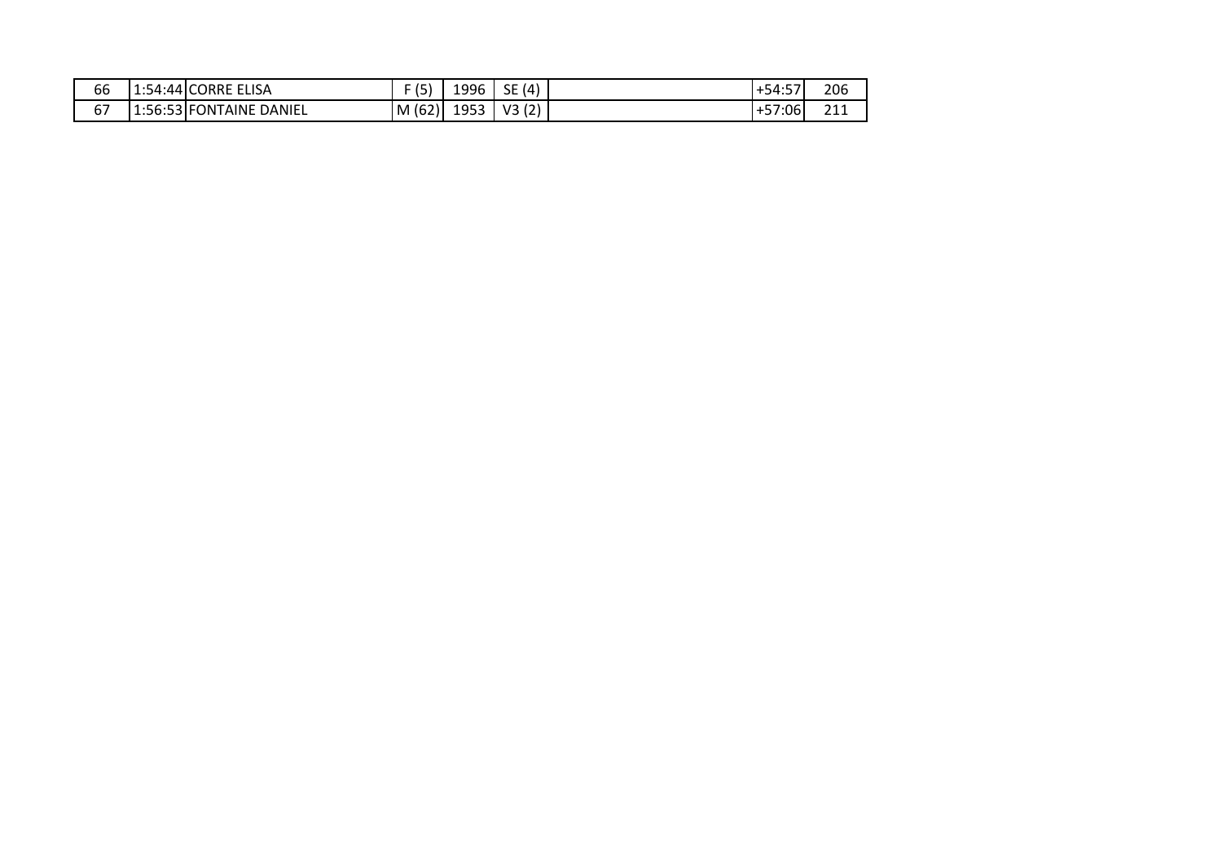| | | | | | | | | |
|---|---|---|---|---|---|---|---|---|
| 66 | 1:54:44 | CORRE ELISA | F (5) | 1996 | SE (4) | | +54:57 | 206 |
| 67 | 1:56:53 | FONTAINE DANIEL | M (62) | 1953 | V3 (2) | | +57:06 | 211 |